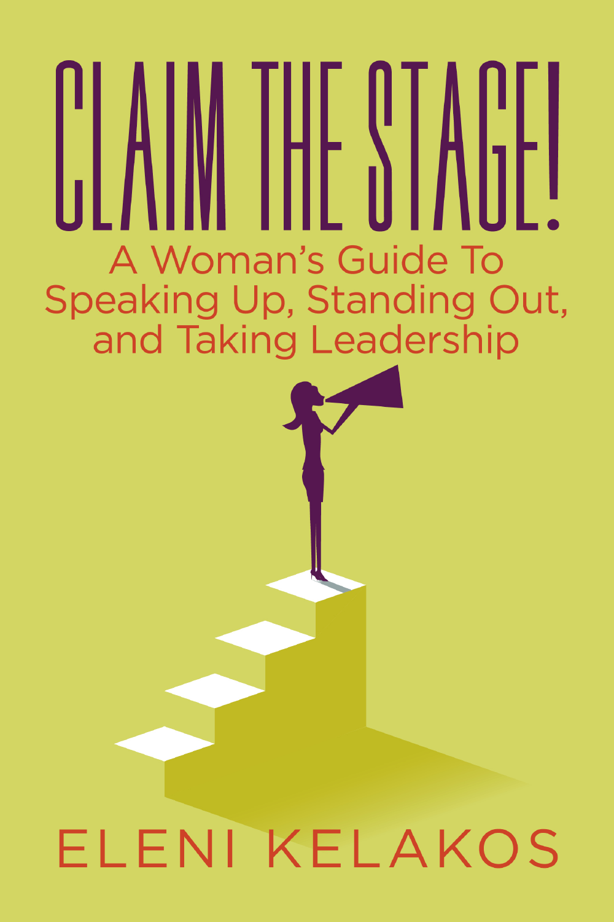# CLAIM THE STAGE!

## A Woman's Guide To Speaking Up, Standing Out, and Taking Leadership

ELENI KELAKOS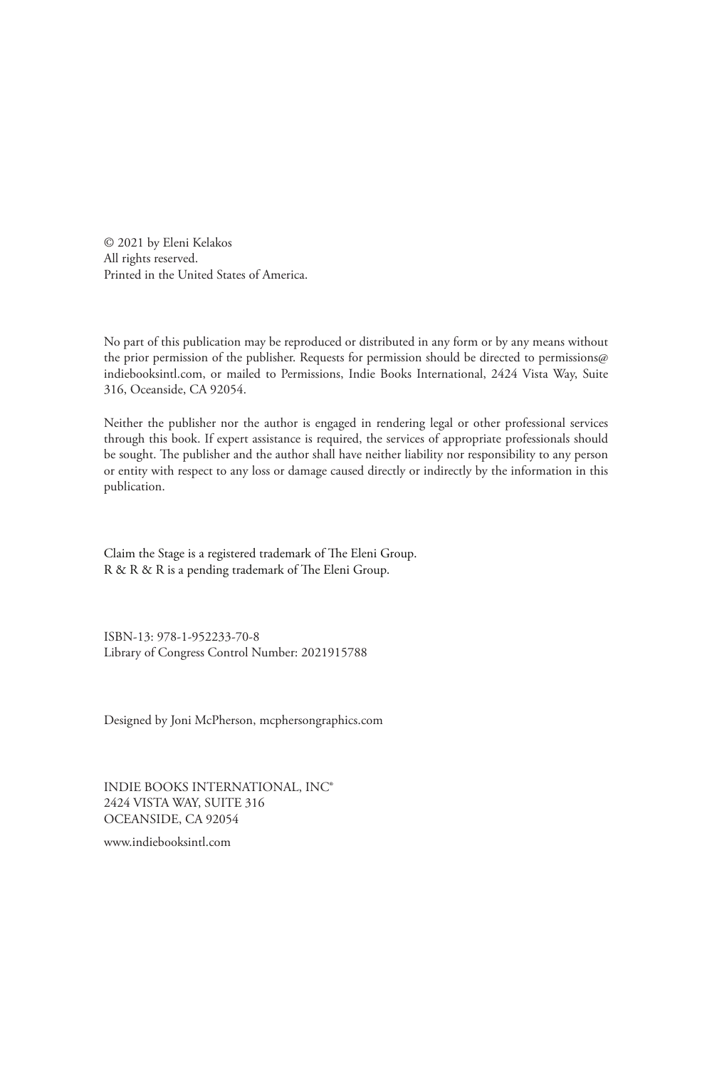© 2021 by Eleni Kelakos
All rights reserved.
Printed in the United States of America.

No part of this publication may be reproduced or distributed in any form or by any means without the prior permission of the publisher. Requests for permission should be directed to permissions@indiebooksintl.com, or mailed to Permissions, Indie Books International, 2424 Vista Way, Suite 316, Oceanside, CA 92054.

Neither the publisher nor the author is engaged in rendering legal or other professional services through this book. If expert assistance is required, the services of appropriate professionals should be sought. The publisher and the author shall have neither liability nor responsibility to any person or entity with respect to any loss or damage caused directly or indirectly by the information in this publication.

Claim the Stage is a registered trademark of The Eleni Group.
R & R & R is a pending trademark of The Eleni Group.

ISBN-13: 978-1-952233-70-8
Library of Congress Control Number: 2021915788

Designed by Joni McPherson, mcphersongraphics.com

INDIE BOOKS INTERNATIONAL, INC®
2424 VISTA WAY, SUITE 316
OCEANSIDE, CA 92054

www.indiebooksintl.com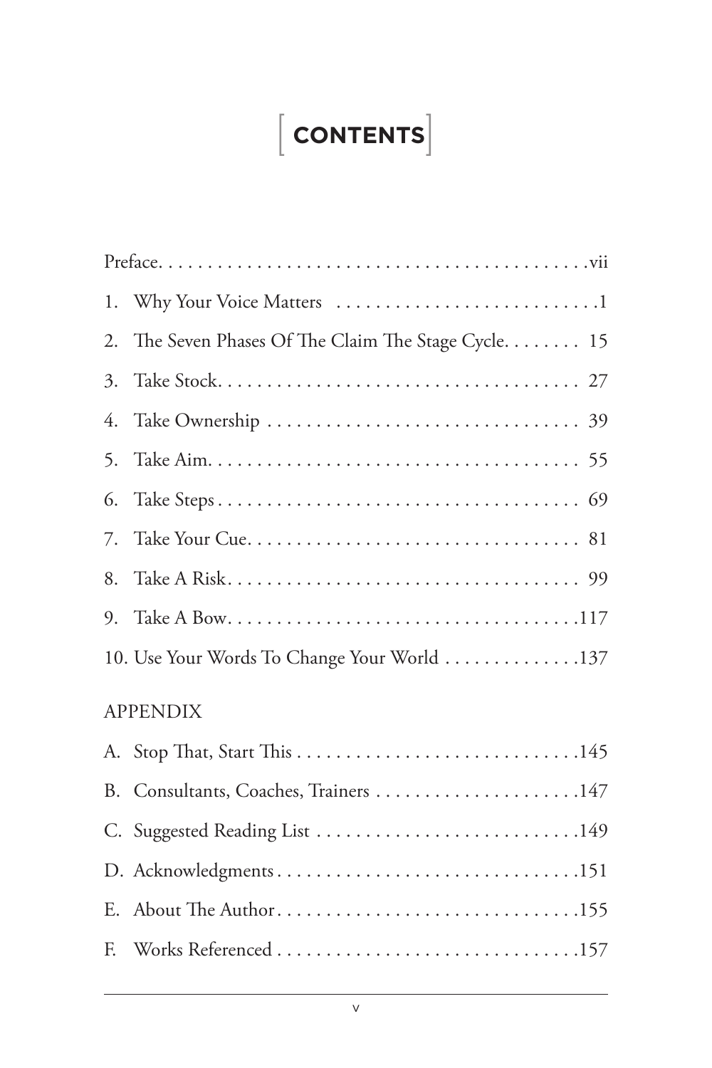# CONTENTS

Preface . . . . . . . . . . . . . . . . . . . . . . . . . . . . . . . . . . . . . . . . . . vii

1. Why Your Voice Matters . . . . . . . . . . . . . . . . . . . . . . . . . . 1
2. The Seven Phases Of The Claim The Stage Cycle . . . . . . . . 15
3. Take Stock . . . . . . . . . . . . . . . . . . . . . . . . . . . . . . . . . . . 27
4. Take Ownership . . . . . . . . . . . . . . . . . . . . . . . . . . . . . . . 39
5. Take Aim . . . . . . . . . . . . . . . . . . . . . . . . . . . . . . . . . . . . 55
6. Take Steps . . . . . . . . . . . . . . . . . . . . . . . . . . . . . . . . . . . 69
7. Take Your Cue . . . . . . . . . . . . . . . . . . . . . . . . . . . . . . . . 81
8. Take A Risk . . . . . . . . . . . . . . . . . . . . . . . . . . . . . . . . . . 99
9. Take A Bow . . . . . . . . . . . . . . . . . . . . . . . . . . . . . . . . . . 117
10. Use Your Words To Change Your World . . . . . . . . . . . . . 137

APPENDIX

A. Stop That, Start This . . . . . . . . . . . . . . . . . . . . . . . . . . . 145
B. Consultants, Coaches, Trainers . . . . . . . . . . . . . . . . . . . . 147
C. Suggested Reading List . . . . . . . . . . . . . . . . . . . . . . . . . . 149
D. Acknowledgments . . . . . . . . . . . . . . . . . . . . . . . . . . . . . . 151
E. About The Author . . . . . . . . . . . . . . . . . . . . . . . . . . . . . . 155
F. Works Referenced . . . . . . . . . . . . . . . . . . . . . . . . . . . . . . 157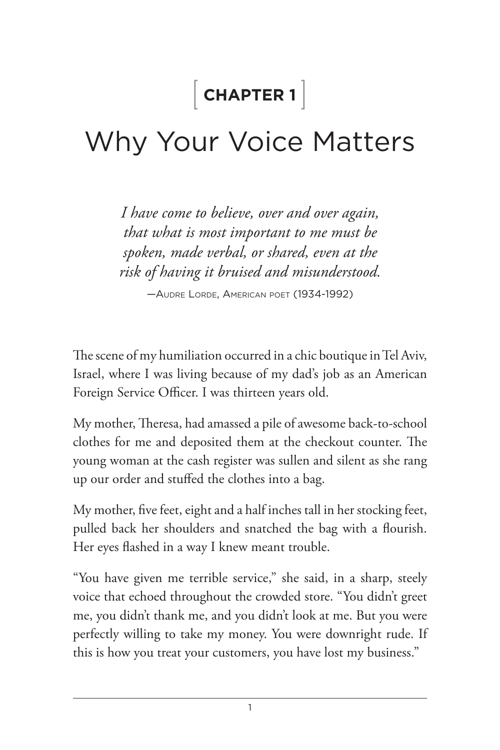# [ CHAPTER 1 ]

# Why Your Voice Matters

> *I have come to believe, over and over again, that what is most important to me must be spoken, made verbal, or shared, even at the risk of having it bruised and misunderstood.*
>
> —Audre Lorde, American poet (1934-1992)

The scene of my humiliation occurred in a chic boutique in Tel Aviv, Israel, where I was living because of my dad's job as an American Foreign Service Officer. I was thirteen years old.

My mother, Theresa, had amassed a pile of awesome back-to-school clothes for me and deposited them at the checkout counter. The young woman at the cash register was sullen and silent as she rang up our order and stuffed the clothes into a bag.

My mother, five feet, eight and a half inches tall in her stocking feet, pulled back her shoulders and snatched the bag with a flourish. Her eyes flashed in a way I knew meant trouble.

"You have given me terrible service," she said, in a sharp, steely voice that echoed throughout the crowded store. "You didn't greet me, you didn't thank me, and you didn't look at me. But you were perfectly willing to take my money. You were downright rude. If this is how you treat your customers, you have lost my business."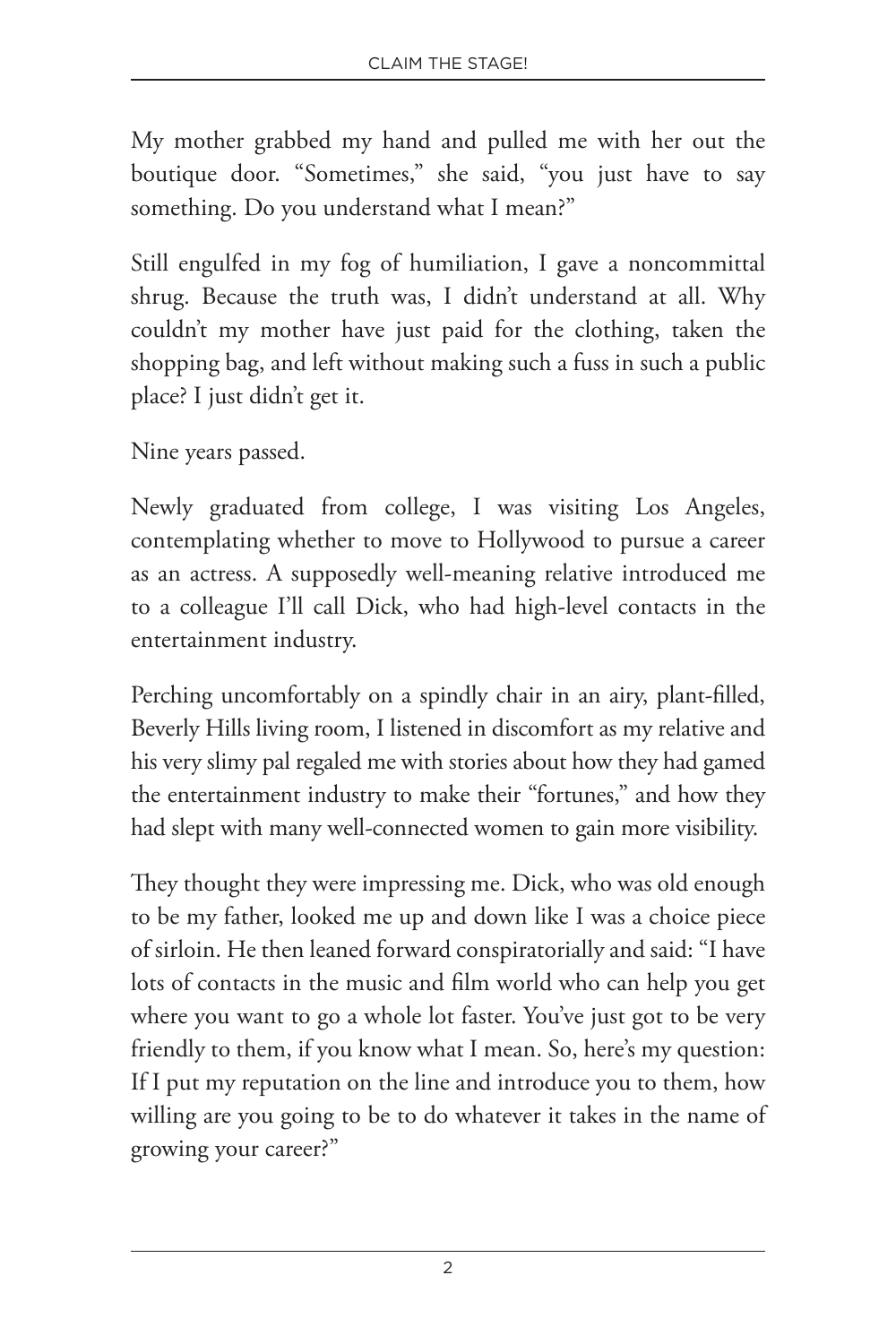My mother grabbed my hand and pulled me with her out the boutique door. "Sometimes," she said, "you just have to say something. Do you understand what I mean?"

Still engulfed in my fog of humiliation, I gave a noncommittal shrug. Because the truth was, I didn't understand at all. Why couldn't my mother have just paid for the clothing, taken the shopping bag, and left without making such a fuss in such a public place? I just didn't get it.

Nine years passed.

Newly graduated from college, I was visiting Los Angeles, contemplating whether to move to Hollywood to pursue a career as an actress. A supposedly well-meaning relative introduced me to a colleague I'll call Dick, who had high-level contacts in the entertainment industry.

Perching uncomfortably on a spindly chair in an airy, plant-filled, Beverly Hills living room, I listened in discomfort as my relative and his very slimy pal regaled me with stories about how they had gamed the entertainment industry to make their "fortunes," and how they had slept with many well-connected women to gain more visibility.

They thought they were impressing me. Dick, who was old enough to be my father, looked me up and down like I was a choice piece of sirloin. He then leaned forward conspiratorially and said: "I have lots of contacts in the music and film world who can help you get where you want to go a whole lot faster. You've just got to be very friendly to them, if you know what I mean. So, here's my question: If I put my reputation on the line and introduce you to them, how willing are you going to be to do whatever it takes in the name of growing your career?"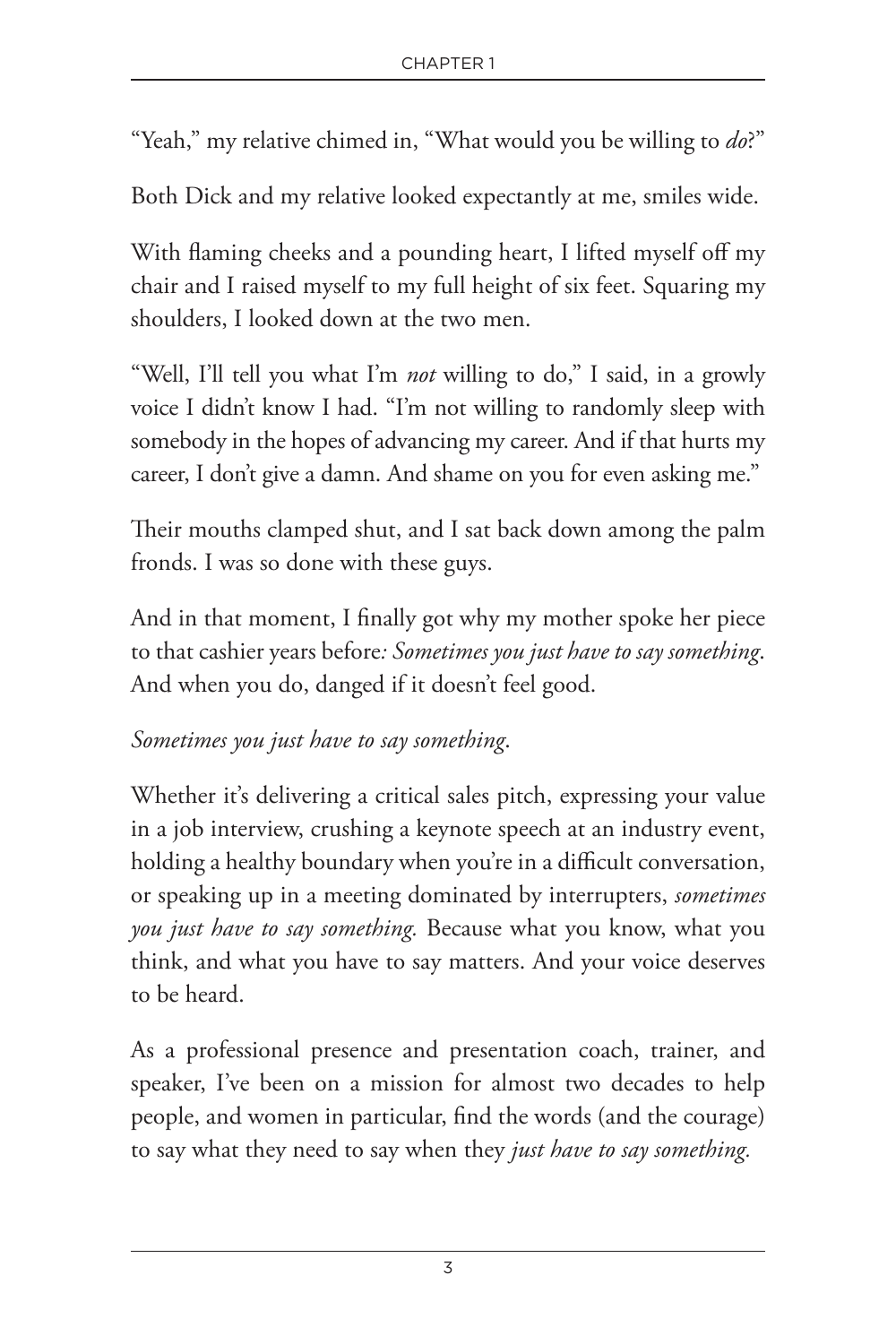"Yeah," my relative chimed in, "What would you be willing to *do*?"

Both Dick and my relative looked expectantly at me, smiles wide.

With flaming cheeks and a pounding heart, I lifted myself off my chair and I raised myself to my full height of six feet. Squaring my shoulders, I looked down at the two men.

"Well, I'll tell you what I'm *not* willing to do," I said, in a growly voice I didn't know I had. "I'm not willing to randomly sleep with somebody in the hopes of advancing my career. And if that hurts my career, I don't give a damn. And shame on you for even asking me."

Their mouths clamped shut, and I sat back down among the palm fronds. I was so done with these guys.

And in that moment, I finally got why my mother spoke her piece to that cashier years before*: Sometimes you just have to say something*. And when you do, danged if it doesn't feel good.

*Sometimes you just have to say something*.

Whether it's delivering a critical sales pitch, expressing your value in a job interview, crushing a keynote speech at an industry event, holding a healthy boundary when you're in a difficult conversation, or speaking up in a meeting dominated by interrupters, *sometimes you just have to say something.* Because what you know, what you think, and what you have to say matters. And your voice deserves to be heard.

As a professional presence and presentation coach, trainer, and speaker, I've been on a mission for almost two decades to help people, and women in particular, find the words (and the courage) to say what they need to say when they *just have to say something.*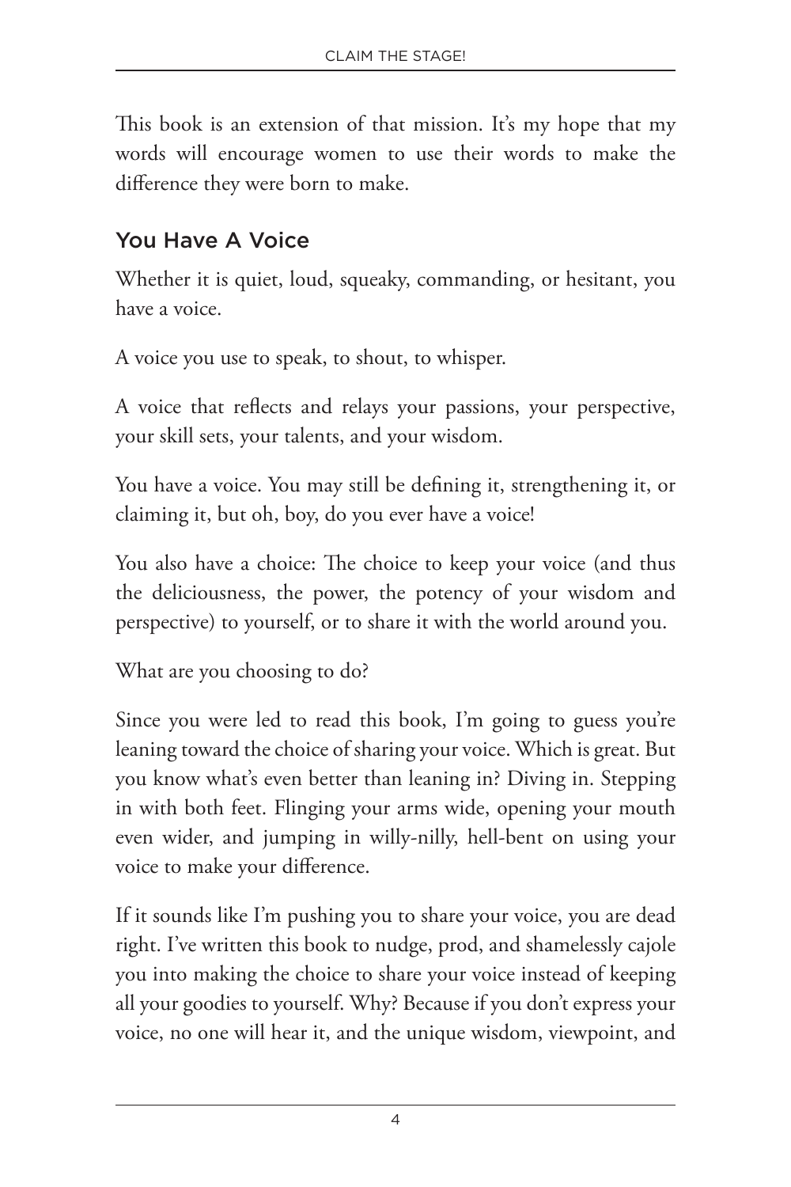This book is an extension of that mission. It's my hope that my words will encourage women to use their words to make the difference they were born to make.

## You Have A Voice

Whether it is quiet, loud, squeaky, commanding, or hesitant, you have a voice.

A voice you use to speak, to shout, to whisper.

A voice that reflects and relays your passions, your perspective, your skill sets, your talents, and your wisdom.

You have a voice. You may still be defining it, strengthening it, or claiming it, but oh, boy, do you ever have a voice!

You also have a choice: The choice to keep your voice (and thus the deliciousness, the power, the potency of your wisdom and perspective) to yourself, or to share it with the world around you.

What are you choosing to do?

Since you were led to read this book, I'm going to guess you're leaning toward the choice of sharing your voice. Which is great. But you know what's even better than leaning in? Diving in. Stepping in with both feet. Flinging your arms wide, opening your mouth even wider, and jumping in willy-nilly, hell-bent on using your voice to make your difference.

If it sounds like I'm pushing you to share your voice, you are dead right. I've written this book to nudge, prod, and shamelessly cajole you into making the choice to share your voice instead of keeping all your goodies to yourself. Why? Because if you don't express your voice, no one will hear it, and the unique wisdom, viewpoint, and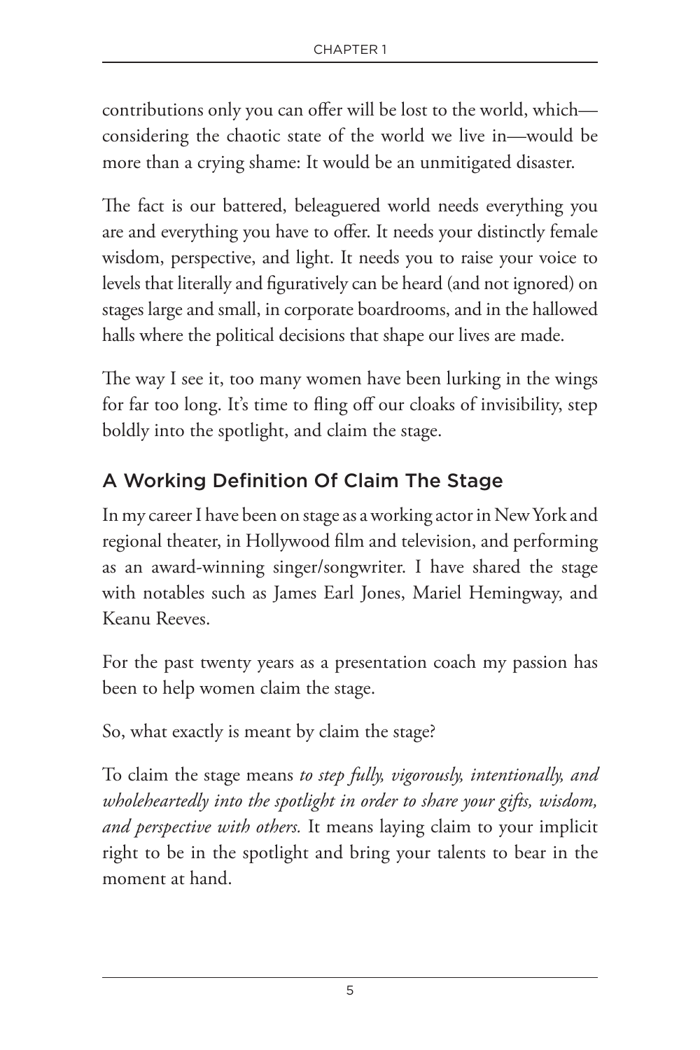contributions only you can offer will be lost to the world, which—considering the chaotic state of the world we live in—would be more than a crying shame: It would be an unmitigated disaster.

The fact is our battered, beleaguered world needs everything you are and everything you have to offer. It needs your distinctly female wisdom, perspective, and light. It needs you to raise your voice to levels that literally and figuratively can be heard (and not ignored) on stages large and small, in corporate boardrooms, and in the hallowed halls where the political decisions that shape our lives are made.

The way I see it, too many women have been lurking in the wings for far too long. It's time to fling off our cloaks of invisibility, step boldly into the spotlight, and claim the stage.

## A Working Definition Of Claim The Stage

In my career I have been on stage as a working actor in New York and regional theater, in Hollywood film and television, and performing as an award-winning singer/songwriter. I have shared the stage with notables such as James Earl Jones, Mariel Hemingway, and Keanu Reeves.

For the past twenty years as a presentation coach my passion has been to help women claim the stage.

So, what exactly is meant by claim the stage?

To claim the stage means *to step fully, vigorously, intentionally, and wholeheartedly into the spotlight in order to share your gifts, wisdom, and perspective with others.* It means laying claim to your implicit right to be in the spotlight and bring your talents to bear in the moment at hand.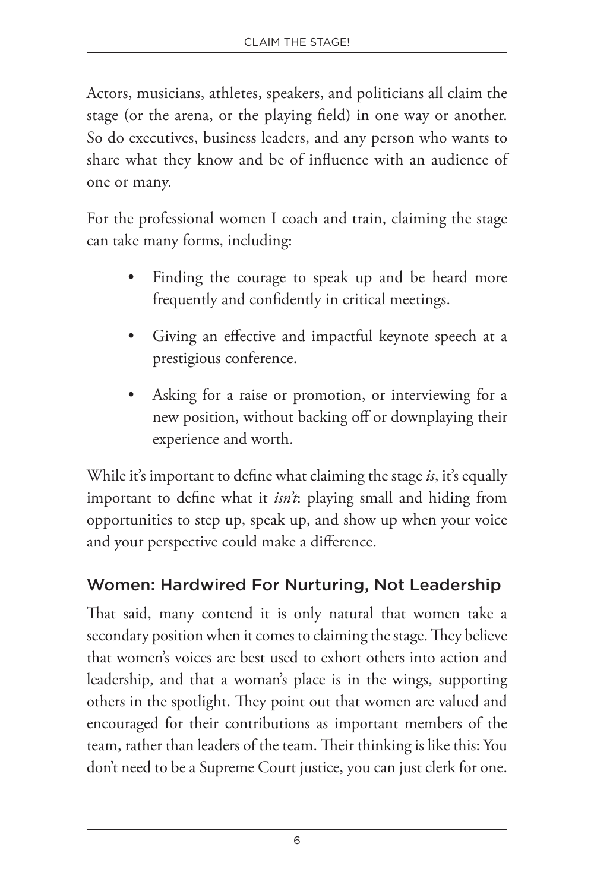Actors, musicians, athletes, speakers, and politicians all claim the stage (or the arena, or the playing field) in one way or another. So do executives, business leaders, and any person who wants to share what they know and be of influence with an audience of one or many.

For the professional women I coach and train, claiming the stage can take many forms, including:

- Finding the courage to speak up and be heard more frequently and confidently in critical meetings.
- Giving an effective and impactful keynote speech at a prestigious conference.
- Asking for a raise or promotion, or interviewing for a new position, without backing off or downplaying their experience and worth.

While it's important to define what claiming the stage *is*, it's equally important to define what it *isn't*: playing small and hiding from opportunities to step up, speak up, and show up when your voice and your perspective could make a difference.

## Women: Hardwired For Nurturing, Not Leadership

That said, many contend it is only natural that women take a secondary position when it comes to claiming the stage. They believe that women's voices are best used to exhort others into action and leadership, and that a woman's place is in the wings, supporting others in the spotlight. They point out that women are valued and encouraged for their contributions as important members of the team, rather than leaders of the team. Their thinking is like this: You don't need to be a Supreme Court justice, you can just clerk for one.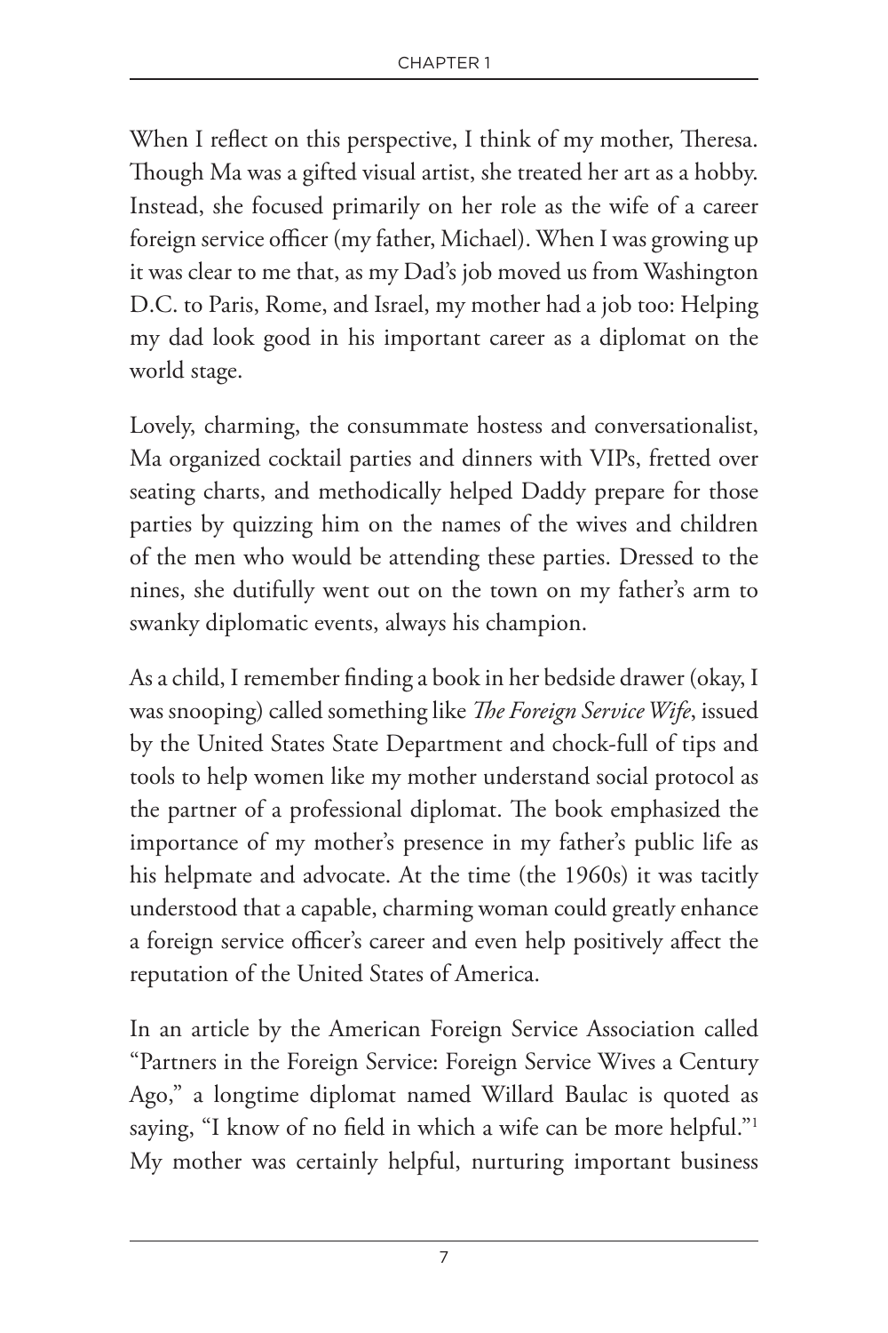When I reflect on this perspective, I think of my mother, Theresa. Though Ma was a gifted visual artist, she treated her art as a hobby. Instead, she focused primarily on her role as the wife of a career foreign service officer (my father, Michael). When I was growing up it was clear to me that, as my Dad's job moved us from Washington D.C. to Paris, Rome, and Israel, my mother had a job too: Helping my dad look good in his important career as a diplomat on the world stage.

Lovely, charming, the consummate hostess and conversationalist, Ma organized cocktail parties and dinners with VIPs, fretted over seating charts, and methodically helped Daddy prepare for those parties by quizzing him on the names of the wives and children of the men who would be attending these parties. Dressed to the nines, she dutifully went out on the town on my father's arm to swanky diplomatic events, always his champion.

As a child, I remember finding a book in her bedside drawer (okay, I was snooping) called something like *The Foreign Service Wife*, issued by the United States State Department and chock-full of tips and tools to help women like my mother understand social protocol as the partner of a professional diplomat. The book emphasized the importance of my mother's presence in my father's public life as his helpmate and advocate. At the time (the 1960s) it was tacitly understood that a capable, charming woman could greatly enhance a foreign service officer's career and even help positively affect the reputation of the United States of America.

In an article by the American Foreign Service Association called "Partners in the Foreign Service: Foreign Service Wives a Century Ago," a longtime diplomat named Willard Baulac is quoted as saying, "I know of no field in which a wife can be more helpful."[1] My mother was certainly helpful, nurturing important business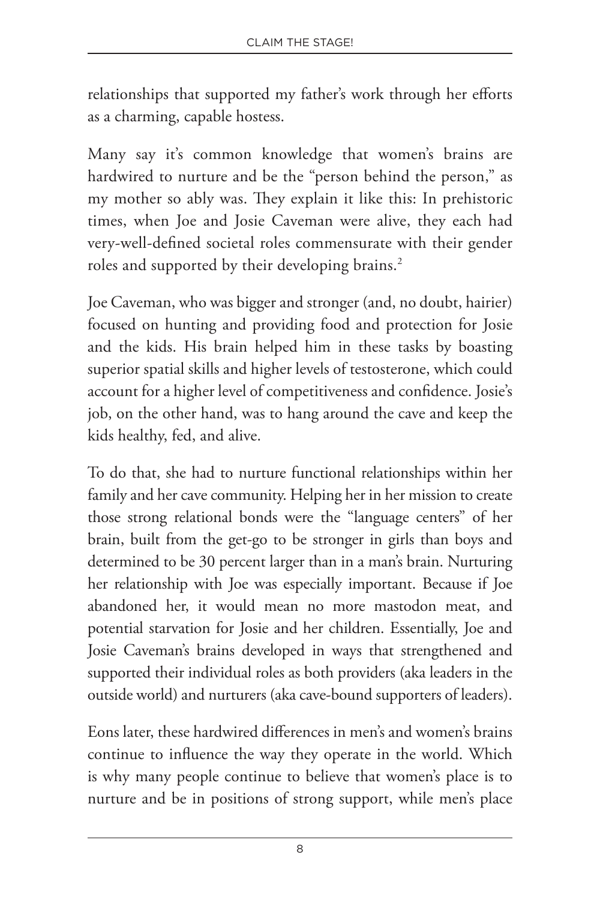relationships that supported my father's work through her efforts as a charming, capable hostess.

Many say it's common knowledge that women's brains are hardwired to nurture and be the "person behind the person," as my mother so ably was. They explain it like this: In prehistoric times, when Joe and Josie Caveman were alive, they each had very-well-defined societal roles commensurate with their gender roles and supported by their developing brains.[2]

Joe Caveman, who was bigger and stronger (and, no doubt, hairier) focused on hunting and providing food and protection for Josie and the kids. His brain helped him in these tasks by boasting superior spatial skills and higher levels of testosterone, which could account for a higher level of competitiveness and confidence. Josie's job, on the other hand, was to hang around the cave and keep the kids healthy, fed, and alive.

To do that, she had to nurture functional relationships within her family and her cave community. Helping her in her mission to create those strong relational bonds were the "language centers" of her brain, built from the get-go to be stronger in girls than boys and determined to be 30 percent larger than in a man's brain. Nurturing her relationship with Joe was especially important. Because if Joe abandoned her, it would mean no more mastodon meat, and potential starvation for Josie and her children. Essentially, Joe and Josie Caveman's brains developed in ways that strengthened and supported their individual roles as both providers (aka leaders in the outside world) and nurturers (aka cave-bound supporters of leaders).

Eons later, these hardwired differences in men's and women's brains continue to influence the way they operate in the world. Which is why many people continue to believe that women's place is to nurture and be in positions of strong support, while men's place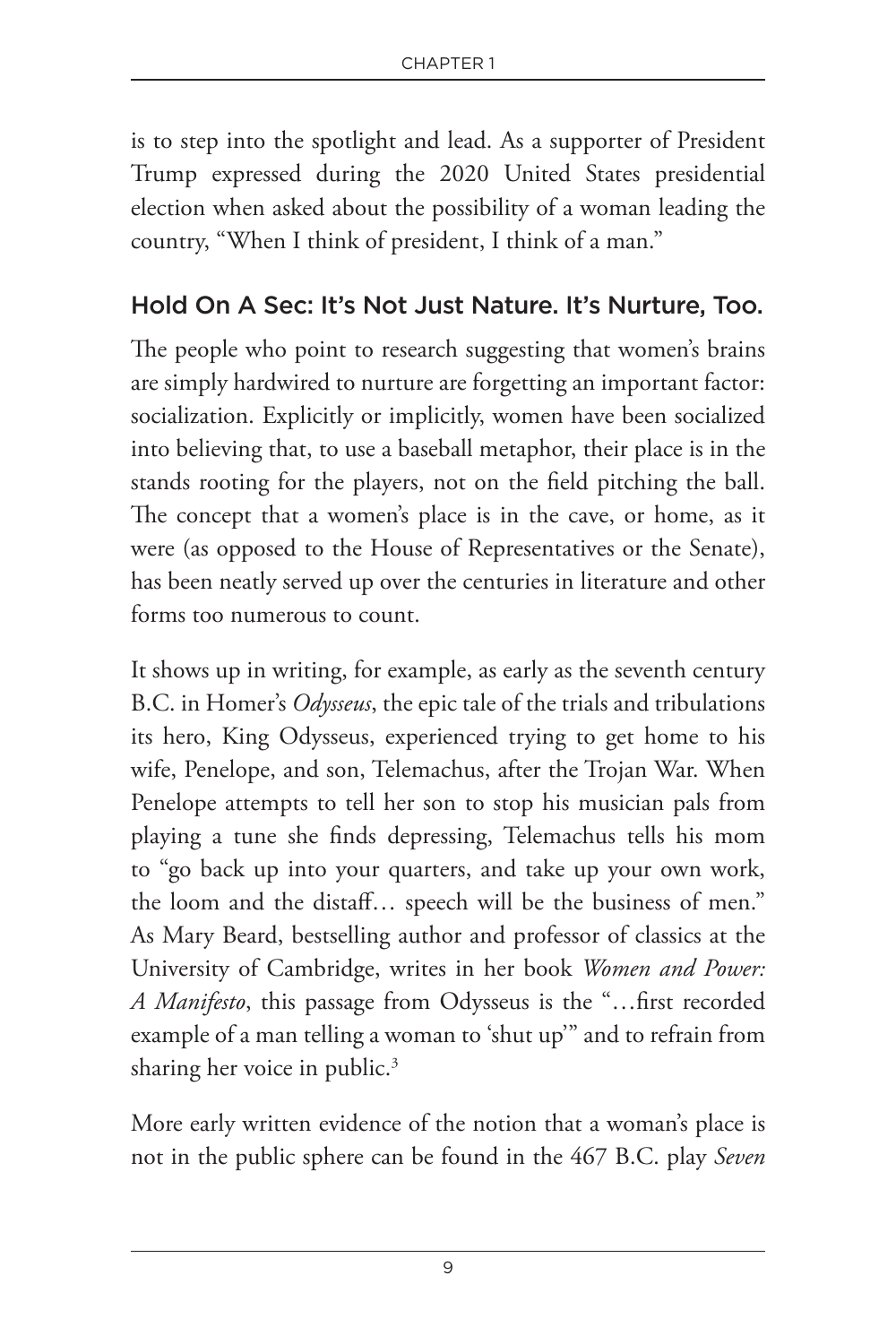is to step into the spotlight and lead. As a supporter of President Trump expressed during the 2020 United States presidential election when asked about the possibility of a woman leading the country, "When I think of president, I think of a man."

## Hold On A Sec: It's Not Just Nature. It's Nurture, Too.

The people who point to research suggesting that women's brains are simply hardwired to nurture are forgetting an important factor: socialization. Explicitly or implicitly, women have been socialized into believing that, to use a baseball metaphor, their place is in the stands rooting for the players, not on the field pitching the ball. The concept that a women's place is in the cave, or home, as it were (as opposed to the House of Representatives or the Senate), has been neatly served up over the centuries in literature and other forms too numerous to count.

It shows up in writing, for example, as early as the seventh century B.C. in Homer's *Odysseus*, the epic tale of the trials and tribulations its hero, King Odysseus, experienced trying to get home to his wife, Penelope, and son, Telemachus, after the Trojan War. When Penelope attempts to tell her son to stop his musician pals from playing a tune she finds depressing, Telemachus tells his mom to "go back up into your quarters, and take up your own work, the loom and the distaff… speech will be the business of men." As Mary Beard, bestselling author and professor of classics at the University of Cambridge, writes in her book *Women and Power: A Manifesto*, this passage from Odysseus is the "…first recorded example of a man telling a woman to 'shut up'" and to refrain from sharing her voice in public.[3]

More early written evidence of the notion that a woman's place is not in the public sphere can be found in the 467 B.C. play *Seven*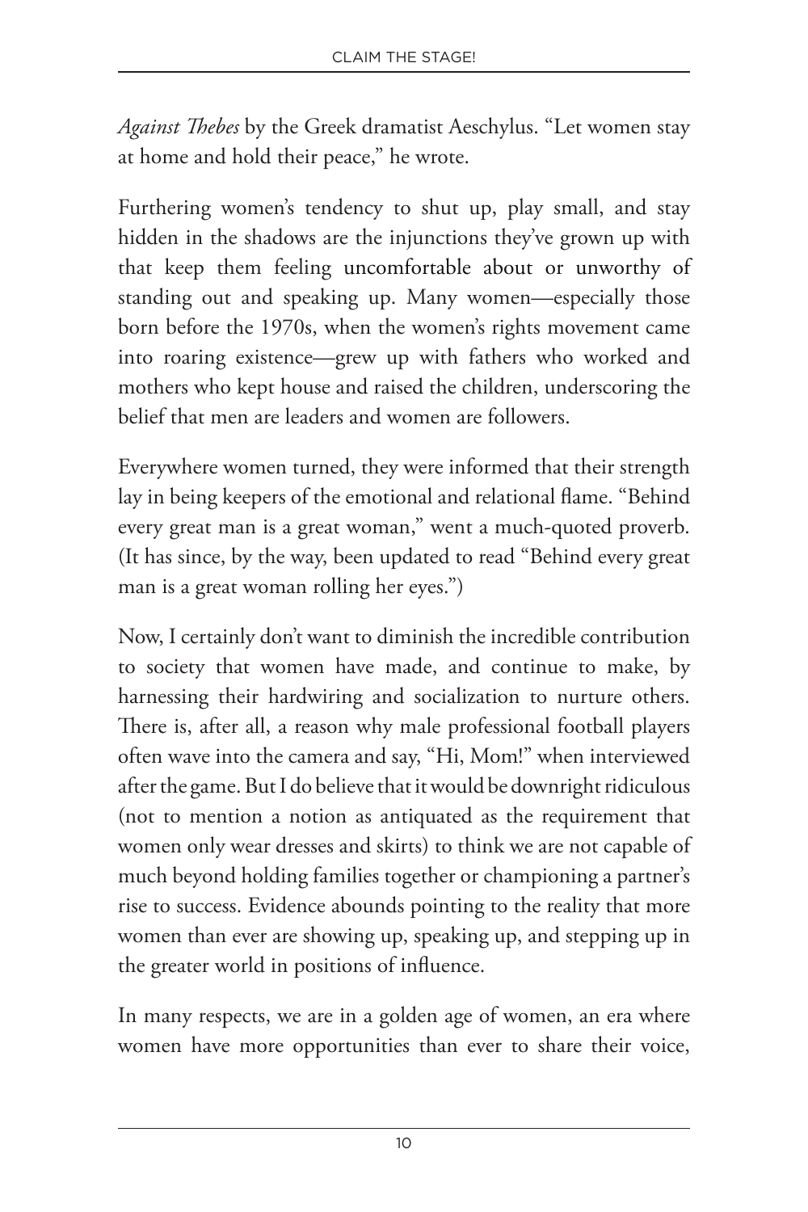*Against Thebes* by the Greek dramatist Aeschylus. "Let women stay at home and hold their peace," he wrote.

Furthering women's tendency to shut up, play small, and stay hidden in the shadows are the injunctions they've grown up with that keep them feeling uncomfortable about or unworthy of standing out and speaking up. Many women—especially those born before the 1970s, when the women's rights movement came into roaring existence—grew up with fathers who worked and mothers who kept house and raised the children, underscoring the belief that men are leaders and women are followers.

Everywhere women turned, they were informed that their strength lay in being keepers of the emotional and relational flame. "Behind every great man is a great woman," went a much-quoted proverb. (It has since, by the way, been updated to read "Behind every great man is a great woman rolling her eyes.")

Now, I certainly don't want to diminish the incredible contribution to society that women have made, and continue to make, by harnessing their hardwiring and socialization to nurture others. There is, after all, a reason why male professional football players often wave into the camera and say, "Hi, Mom!" when interviewed after the game. But I do believe that it would be downright ridiculous (not to mention a notion as antiquated as the requirement that women only wear dresses and skirts) to think we are not capable of much beyond holding families together or championing a partner's rise to success. Evidence abounds pointing to the reality that more women than ever are showing up, speaking up, and stepping up in the greater world in positions of influence.

In many respects, we are in a golden age of women, an era where women have more opportunities than ever to share their voice,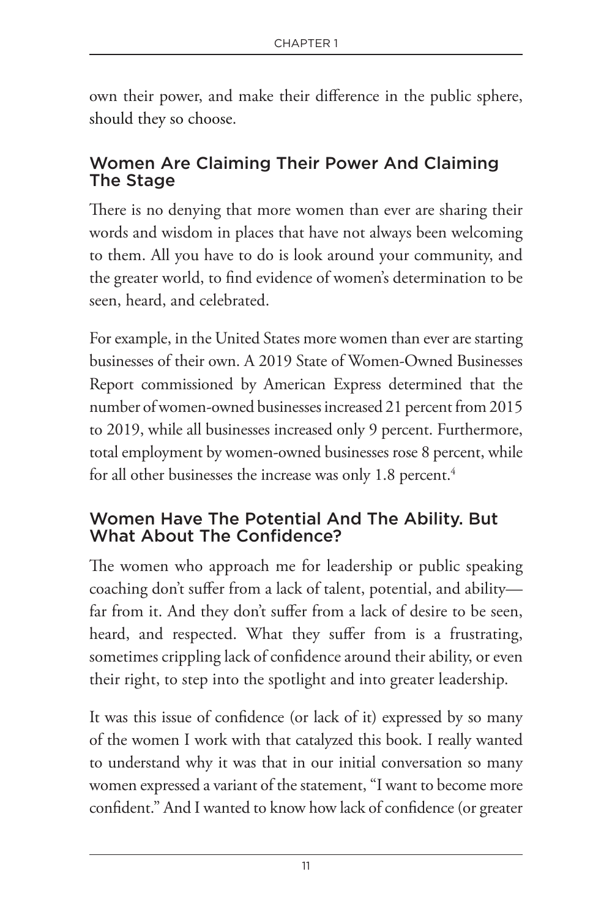own their power, and make their difference in the public sphere, should they so choose.

## Women Are Claiming Their Power And Claiming The Stage

There is no denying that more women than ever are sharing their words and wisdom in places that have not always been welcoming to them. All you have to do is look around your community, and the greater world, to find evidence of women's determination to be seen, heard, and celebrated.

For example, in the United States more women than ever are starting businesses of their own. A 2019 State of Women-Owned Businesses Report commissioned by American Express determined that the number of women-owned businesses increased 21 percent from 2015 to 2019, while all businesses increased only 9 percent. Furthermore, total employment by women-owned businesses rose 8 percent, while for all other businesses the increase was only 1.8 percent.[4]

## Women Have The Potential And The Ability. But What About The Confidence?

The women who approach me for leadership or public speaking coaching don't suffer from a lack of talent, potential, and ability—far from it. And they don't suffer from a lack of desire to be seen, heard, and respected. What they suffer from is a frustrating, sometimes crippling lack of confidence around their ability, or even their right, to step into the spotlight and into greater leadership.

It was this issue of confidence (or lack of it) expressed by so many of the women I work with that catalyzed this book. I really wanted to understand why it was that in our initial conversation so many women expressed a variant of the statement, "I want to become more confident." And I wanted to know how lack of confidence (or greater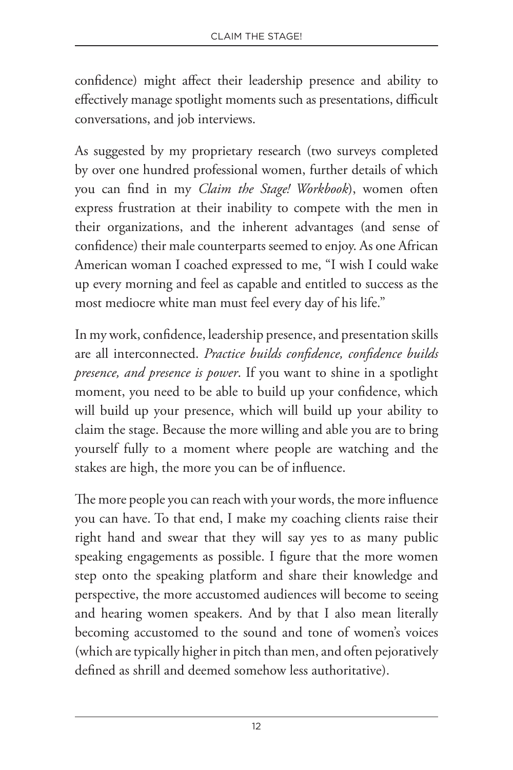confidence) might affect their leadership presence and ability to effectively manage spotlight moments such as presentations, difficult conversations, and job interviews.

As suggested by my proprietary research (two surveys completed by over one hundred professional women, further details of which you can find in my *Claim the Stage! Workbook*), women often express frustration at their inability to compete with the men in their organizations, and the inherent advantages (and sense of confidence) their male counterparts seemed to enjoy. As one African American woman I coached expressed to me, "I wish I could wake up every morning and feel as capable and entitled to success as the most mediocre white man must feel every day of his life."

In my work, confidence, leadership presence, and presentation skills are all interconnected. *Practice builds confidence, confidence builds presence, and presence is power*. If you want to shine in a spotlight moment, you need to be able to build up your confidence, which will build up your presence, which will build up your ability to claim the stage. Because the more willing and able you are to bring yourself fully to a moment where people are watching and the stakes are high, the more you can be of influence.

The more people you can reach with your words, the more influence you can have. To that end, I make my coaching clients raise their right hand and swear that they will say yes to as many public speaking engagements as possible. I figure that the more women step onto the speaking platform and share their knowledge and perspective, the more accustomed audiences will become to seeing and hearing women speakers. And by that I also mean literally becoming accustomed to the sound and tone of women's voices (which are typically higher in pitch than men, and often pejoratively defined as shrill and deemed somehow less authoritative).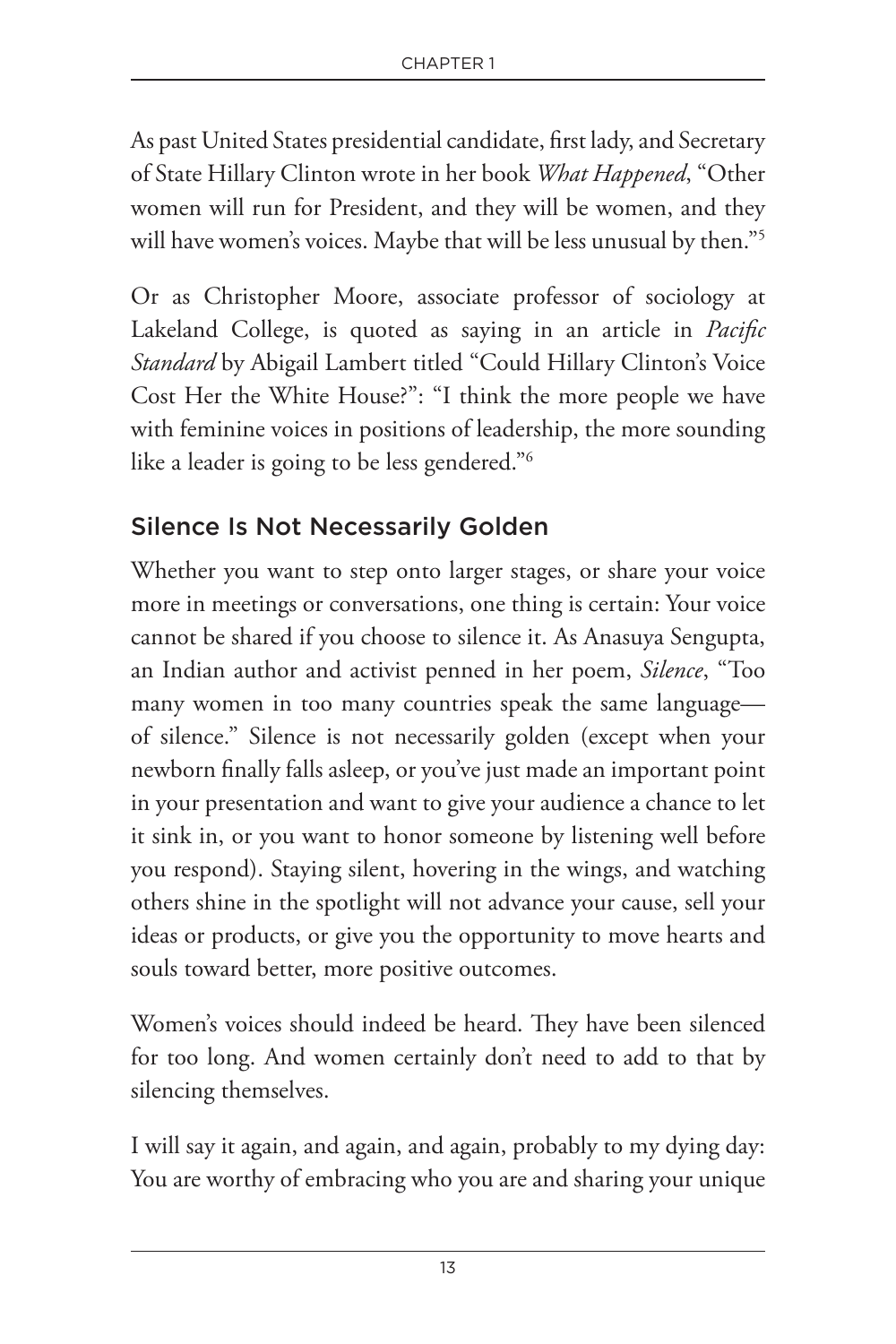As past United States presidential candidate, first lady, and Secretary of State Hillary Clinton wrote in her book *What Happened*, "Other women will run for President, and they will be women, and they will have women's voices. Maybe that will be less unusual by then."[5]

Or as Christopher Moore, associate professor of sociology at Lakeland College, is quoted as saying in an article in *Pacific Standard* by Abigail Lambert titled "Could Hillary Clinton's Voice Cost Her the White House?": "I think the more people we have with feminine voices in positions of leadership, the more sounding like a leader is going to be less gendered."[6]

## Silence Is Not Necessarily Golden

Whether you want to step onto larger stages, or share your voice more in meetings or conversations, one thing is certain: Your voice cannot be shared if you choose to silence it. As Anasuya Sengupta, an Indian author and activist penned in her poem, *Silence*, "Too many women in too many countries speak the same language—of silence." Silence is not necessarily golden (except when your newborn finally falls asleep, or you've just made an important point in your presentation and want to give your audience a chance to let it sink in, or you want to honor someone by listening well before you respond). Staying silent, hovering in the wings, and watching others shine in the spotlight will not advance your cause, sell your ideas or products, or give you the opportunity to move hearts and souls toward better, more positive outcomes.

Women's voices should indeed be heard. They have been silenced for too long. And women certainly don't need to add to that by silencing themselves.

I will say it again, and again, and again, probably to my dying day: You are worthy of embracing who you are and sharing your unique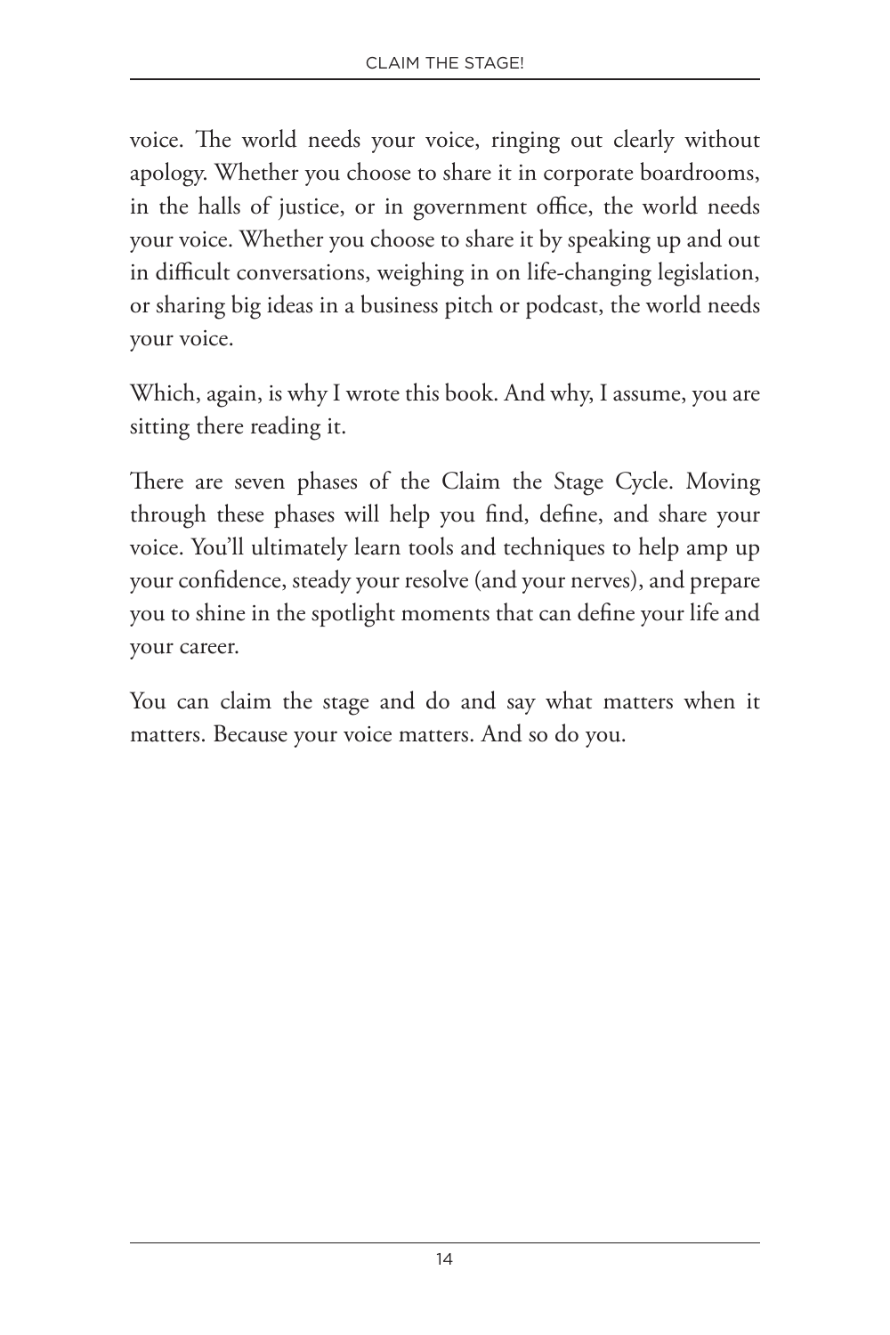voice. The world needs your voice, ringing out clearly without apology. Whether you choose to share it in corporate boardrooms, in the halls of justice, or in government office, the world needs your voice. Whether you choose to share it by speaking up and out in difficult conversations, weighing in on life-changing legislation, or sharing big ideas in a business pitch or podcast, the world needs your voice.

Which, again, is why I wrote this book. And why, I assume, you are sitting there reading it.

There are seven phases of the Claim the Stage Cycle. Moving through these phases will help you find, define, and share your voice. You'll ultimately learn tools and techniques to help amp up your confidence, steady your resolve (and your nerves), and prepare you to shine in the spotlight moments that can define your life and your career.

You can claim the stage and do and say what matters when it matters. Because your voice matters. And so do you.